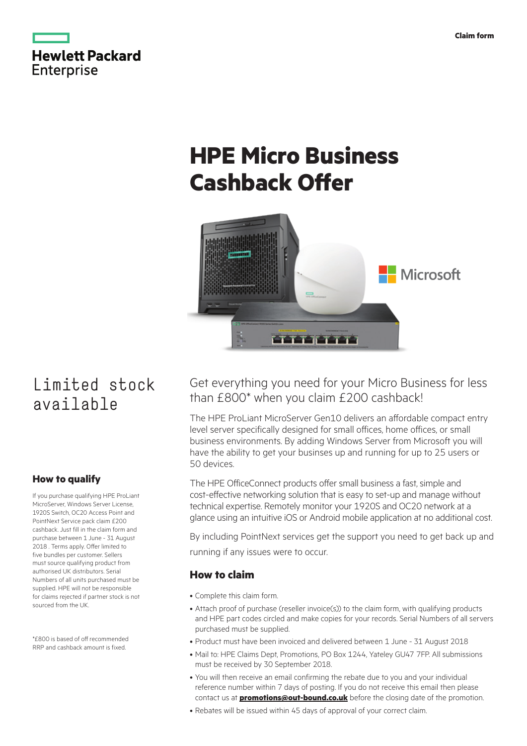Hewlett Packard Enterprise

Claim form

# HPE Micro Business Cashback Offer

Limited stock available

## How to qualify

If you purchase qualifying HPE ProLiant MicroServer, Windows Server License, 1920S Switch, OC20 Access Point and PointNext Service pack claim £200 cashback. Just fill in the claim form and purchase between 1 June - 31 August 2018 . Terms apply. Offer limited to five bundles per customer. Sellers must source qualifying product from authorised UK distributors. Serial Numbers of all units purchased must be supplied. HPE will not be responsible for claims rejected if partner stock is not sourced from the UK.

*£800 is based of off recommended RRP and cashback amount is fixed.

Get everything you need for your Micro Business for less than £800* when you claim £200 cashback!

The HPE ProLiant MicroServer Gen10 delivers an affordable compact entry level server specifically designed for small offices, home offices, or small business environments. By adding Windows Server from Microsoft you will have the ability to get your businses up and running for up to 25 users or 50 devices.

The HPE OfficeConnect products offer small business a fast, simple and cost-effective networking solution that is easy to set-up and manage without technical expertise. Remotely monitor your 1920S and OC20 network at a glance using an intuitive iOS or Android mobile application at no additional cost.

By including PointNext services get the support you need to get back up and running if any issues were to occur.

## How to claim

- Complete this claim form.
- Attach proof of purchase (reseller invoice(s)) to the claim form, with qualifying products and HPE part codes circled and make copies for your records. Serial Numbers of all servers purchased must be supplied.
- Product must have been invoiced and delivered between 1 June - 31 August 2018
- Mail to: HPE Claims Dept, Promotions, PO Box 1244, Yateley GU47 7FP. All submissions must be received by 30 September 2018.
- You will then receive an email confirming the rebate due to you and your individual reference number within 7 days of posting. If you do not receive this email then please contact us at **promotions@out-bound.co.uk** before the closing date of the promotion.
- Rebates will be issued within 45 days of approval of your correct claim.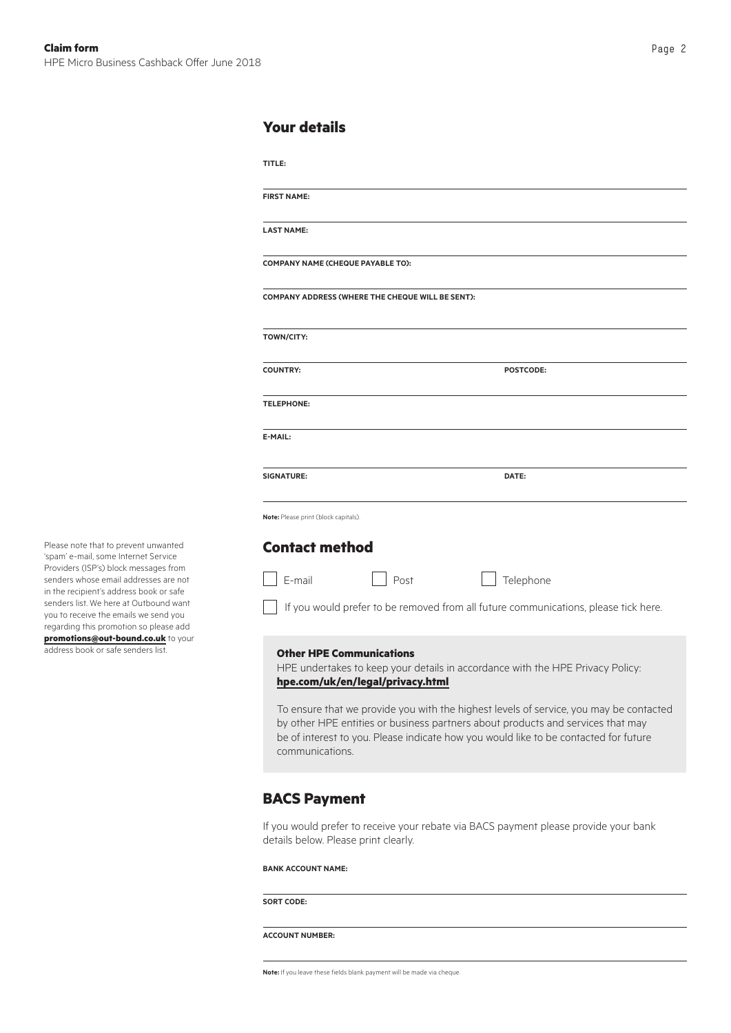## Your details

**TITLE:**

**FIRST NAME:**

**LAST NAME:**

**COMPANY NAME (CHEQUE PAYABLE TO):**

**COMPANY ADDRESS (WHERE THE CHEQUE WILL BE SENT):**

**TOWN/CITY:**

**COUNTRY:** **POSTCODE:**

**TELEPHONE:**

**E-MAIL:**

**SIGNATURE:** **DATE:**

**Note:** Please print (block capitals).

Please note that to prevent unwanted 'spam' e-mail, some Internet Service Providers (ISP's) block messages from senders whose email addresses are not in the recipient's address book or safe senders list. We here at Outbound want you to receive the emails we send you regarding this promotion so please add **promotions@out-bound.co.uk** to your address book or safe senders list.

## Contact method

☐ E-mail ☐ Post ☐ Telephone

☐ If you would prefer to be removed from all future communications, please tick here.

### Other HPE Communications

HPE undertakes to keep your details in accordance with the HPE Privacy Policy: **hpe.com/uk/en/legal/privacy.html**

To ensure that we provide you with the highest levels of service, you may be contacted by other HPE entities or business partners about products and services that may be of interest to you. Please indicate how you would like to be contacted for future communications.

## BACS Payment

If you would prefer to receive your rebate via BACS payment please provide your bank details below. Please print clearly.

**BANK ACCOUNT NAME:**

**SORT CODE:**

**ACCOUNT NUMBER:**

**Note:** If you leave these fields blank payment will be made via cheque.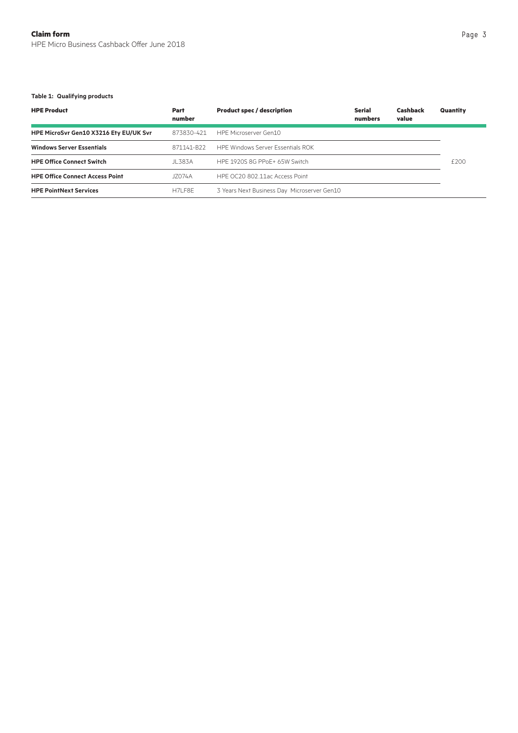**Claim form**

HPE Micro Business Cashback Offer June 2018

**Table 1: Qualifying products**

| HPE Product | Part number | Product spec / description | Serial numbers | Cashback value | Quantity |
|---|---|---|---|---|---|
| **HPE MicroSvr Gen10 X3216 Ety EU/UK Svr** | 873830-421 | HPE Microserver Gen10 | | | |
| **Windows Server Essentials** | 871141-B22 | HPE Windows Server Essentials ROK | | | |
| **HPE Office Connect Switch** | JL383A | HPE 1920S 8G PPoE+ 65W Switch | | £200 | |
| **HPE Office Connect Access Point** | JZ074A | HPE OC20 802.11ac Access Point | | | |
| **HPE PointNext Services** | H7LF8E | 3 Years Next Business Day Microserver Gen10 | | | |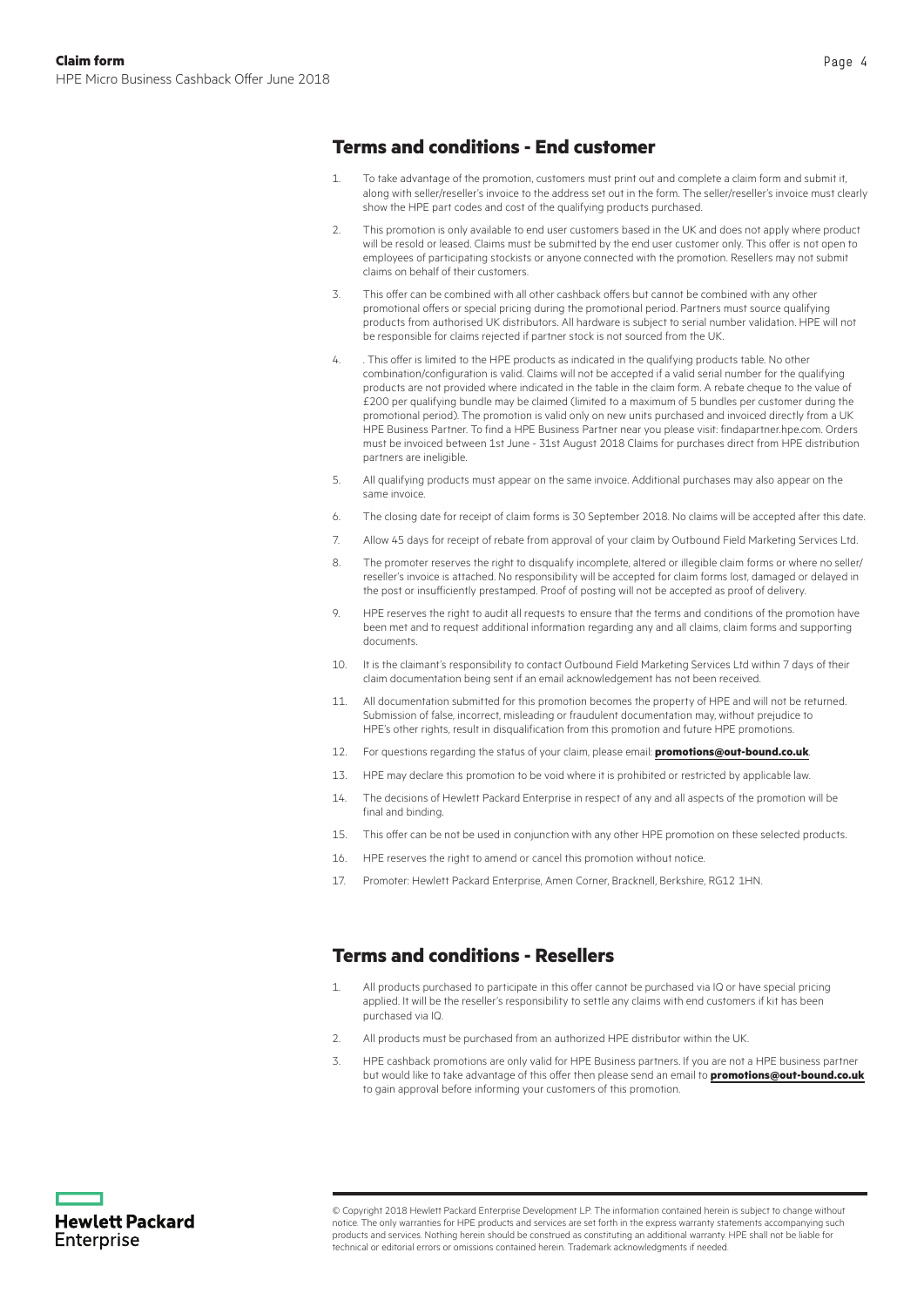## Terms and conditions - End customer

1. To take advantage of the promotion, customers must print out and complete a claim form and submit it, along with seller/reseller's invoice to the address set out in the form. The seller/reseller's invoice must clearly show the HPE part codes and cost of the qualifying products purchased.
2. This promotion is only available to end user customers based in the UK and does not apply where product will be resold or leased. Claims must be submitted by the end user customer only. This offer is not open to employees of participating stockists or anyone connected with the promotion. Resellers may not submit claims on behalf of their customers.
3. This offer can be combined with all other cashback offers but cannot be combined with any other promotional offers or special pricing during the promotional period. Partners must source qualifying products from authorised UK distributors. All hardware is subject to serial number validation. HPE will not be responsible for claims rejected if partner stock is not sourced from the UK.
4. . This offer is limited to the HPE products as indicated in the qualifying products table. No other combination/configuration is valid. Claims will not be accepted if a valid serial number for the qualifying products are not provided where indicated in the table in the claim form. A rebate cheque to the value of £200 per qualifying bundle may be claimed (limited to a maximum of 5 bundles per customer during the promotional period). The promotion is valid only on new units purchased and invoiced directly from a UK HPE Business Partner. To find a HPE Business Partner near you please visit: findapartner.hpe.com. Orders must be invoiced between 1st June - 31st August 2018 Claims for purchases direct from HPE distribution partners are ineligible.
5. All qualifying products must appear on the same invoice. Additional purchases may also appear on the same invoice.
6. The closing date for receipt of claim forms is 30 September 2018. No claims will be accepted after this date.
7. Allow 45 days for receipt of rebate from approval of your claim by Outbound Field Marketing Services Ltd.
8. The promoter reserves the right to disqualify incomplete, altered or illegible claim forms or where no seller/reseller's invoice is attached. No responsibility will be accepted for claim forms lost, damaged or delayed in the post or insufficiently prestamped. Proof of posting will not be accepted as proof of delivery.
9. HPE reserves the right to audit all requests to ensure that the terms and conditions of the promotion have been met and to request additional information regarding any and all claims, claim forms and supporting documents.
10. It is the claimant's responsibility to contact Outbound Field Marketing Services Ltd within 7 days of their claim documentation being sent if an email acknowledgement has not been received.
11. All documentation submitted for this promotion becomes the property of HPE and will not be returned. Submission of false, incorrect, misleading or fraudulent documentation may, without prejudice to HPE's other rights, result in disqualification from this promotion and future HPE promotions.
12. For questions regarding the status of your claim, please email: **promotions@out-bound.co.uk**.
13. HPE may declare this promotion to be void where it is prohibited or restricted by applicable law.
14. The decisions of Hewlett Packard Enterprise in respect of any and all aspects of the promotion will be final and binding.
15. This offer can be not be used in conjunction with any other HPE promotion on these selected products.
16. HPE reserves the right to amend or cancel this promotion without notice.
17. Promoter: Hewlett Packard Enterprise, Amen Corner, Bracknell, Berkshire, RG12 1HN.

## Terms and conditions - Resellers

1. All products purchased to participate in this offer cannot be purchased via IQ or have special pricing applied. It will be the reseller's responsibility to settle any claims with end customers if kit has been purchased via IQ.
2. All products must be purchased from an authorized HPE distributor within the UK.
3. HPE cashback promotions are only valid for HPE Business partners. If you are not a HPE business partner but would like to take advantage of this offer then please send an email to **promotions@out-bound.co.uk** to gain approval before informing your customers of this promotion.

Hewlett Packard Enterprise

© Copyright 2018 Hewlett Packard Enterprise Development LP. The information contained herein is subject to change without notice. The only warranties for HPE products and services are set forth in the express warranty statements accompanying such products and services. Nothing herein should be construed as constituting an additional warranty. HPE shall not be liable for technical or editorial errors or omissions contained herein. Trademark acknowledgments if needed.